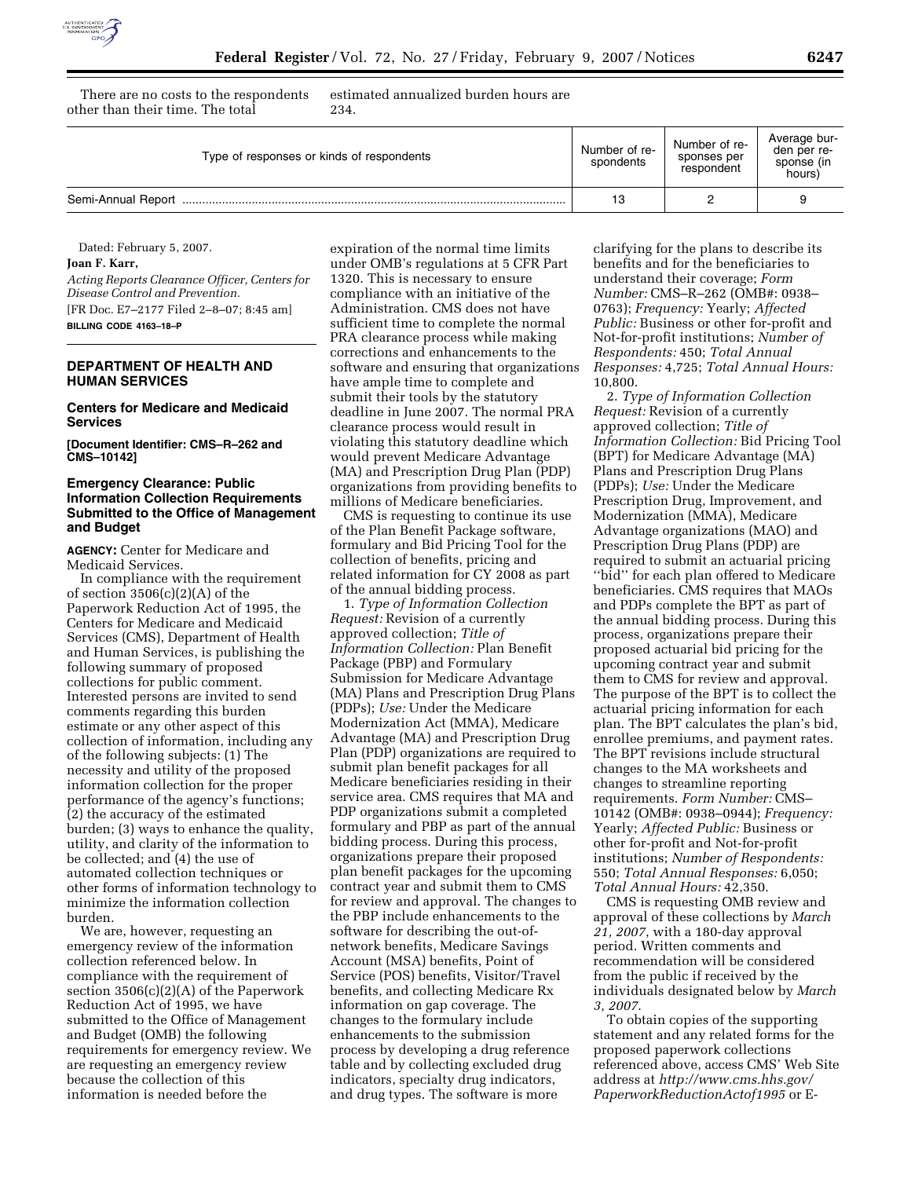There are no costs to the respondents other than their time. The total estimated annualized burden hours are 234.

| Type of responses or kinds of respondents | Number of respondents | Number of responses per respondent | Average burden per response (in hours) |
|---|---|---|---|
| Semi-Annual Report | 13 | 2 | 9 |

Dated: February 5, 2007.

**Joan F. Karr,**

*Acting Reports Clearance Officer, Centers for Disease Control and Prevention.*

[FR Doc. E7–2177 Filed 2–8–07; 8:45 am]

**BILLING CODE 4163–18–P**

## DEPARTMENT OF HEALTH AND HUMAN SERVICES

### Centers for Medicare and Medicaid Services

**[Document Identifier: CMS–R–262 and CMS–10142]**

### Emergency Clearance: Public Information Collection Requirements Submitted to the Office of Management and Budget

**AGENCY:** Center for Medicare and Medicaid Services.

In compliance with the requirement of section 3506(c)(2)(A) of the Paperwork Reduction Act of 1995, the Centers for Medicare and Medicaid Services (CMS), Department of Health and Human Services, is publishing the following summary of proposed collections for public comment. Interested persons are invited to send comments regarding this burden estimate or any other aspect of this collection of information, including any of the following subjects: (1) The necessity and utility of the proposed information collection for the proper performance of the agency's functions; (2) the accuracy of the estimated burden; (3) ways to enhance the quality, utility, and clarity of the information to be collected; and (4) the use of automated collection techniques or other forms of information technology to minimize the information collection burden.

We are, however, requesting an emergency review of the information collection referenced below. In compliance with the requirement of section 3506(c)(2)(A) of the Paperwork Reduction Act of 1995, we have submitted to the Office of Management and Budget (OMB) the following requirements for emergency review. We are requesting an emergency review because the collection of this information is needed before the expiration of the normal time limits under OMB's regulations at 5 CFR Part 1320. This is necessary to ensure compliance with an initiative of the Administration. CMS does not have sufficient time to complete the normal PRA clearance process while making corrections and enhancements to the software and ensuring that organizations have ample time to complete and submit their tools by the statutory deadline in June 2007. The normal PRA clearance process would result in violating this statutory deadline which would prevent Medicare Advantage (MA) and Prescription Drug Plan (PDP) organizations from providing benefits to millions of Medicare beneficiaries.

CMS is requesting to continue its use of the Plan Benefit Package software, formulary and Bid Pricing Tool for the collection of benefits, pricing and related information for CY 2008 as part of the annual bidding process.

1. *Type of Information Collection Request:* Revision of a currently approved collection; *Title of Information Collection:* Plan Benefit Package (PBP) and Formulary Submission for Medicare Advantage (MA) Plans and Prescription Drug Plans (PDPs); *Use:* Under the Medicare Modernization Act (MMA), Medicare Advantage (MA) and Prescription Drug Plan (PDP) organizations are required to submit plan benefit packages for all Medicare beneficiaries residing in their service area. CMS requires that MA and PDP organizations submit a completed formulary and PBP as part of the annual bidding process. During this process, organizations prepare their proposed plan benefit packages for the upcoming contract year and submit them to CMS for review and approval. The changes to the PBP include enhancements to the software for describing the out-of-network benefits, Medicare Savings Account (MSA) benefits, Point of Service (POS) benefits, Visitor/Travel benefits, and collecting Medicare Rx information on gap coverage. The changes to the formulary include enhancements to the submission process by developing a drug reference table and by collecting excluded drug indicators, specialty drug indicators, and drug types. The software is more clarifying for the plans to describe its benefits and for the beneficiaries to understand their coverage; *Form Number:* CMS–R–262 (OMB#: 0938–0763); *Frequency:* Yearly; *Affected Public:* Business or other for-profit and Not-for-profit institutions; *Number of Respondents:* 450; *Total Annual Responses:* 4,725; *Total Annual Hours:* 10,800.

2. *Type of Information Collection Request:* Revision of a currently approved collection; *Title of Information Collection:* Bid Pricing Tool (BPT) for Medicare Advantage (MA) Plans and Prescription Drug Plans (PDPs); *Use:* Under the Medicare Prescription Drug, Improvement, and Modernization (MMA), Medicare Advantage organizations (MAO) and Prescription Drug Plans (PDP) are required to submit an actuarial pricing ''bid'' for each plan offered to Medicare beneficiaries. CMS requires that MAOs and PDPs complete the BPT as part of the annual bidding process. During this process, organizations prepare their proposed actuarial bid pricing for the upcoming contract year and submit them to CMS for review and approval. The purpose of the BPT is to collect the actuarial pricing information for each plan. The BPT calculates the plan's bid, enrollee premiums, and payment rates. The BPT revisions include structural changes to the MA worksheets and changes to streamline reporting requirements. *Form Number:* CMS–10142 (OMB#: 0938–0944); *Frequency:* Yearly; *Affected Public:* Business or other for-profit and Not-for-profit institutions; *Number of Respondents:* 550; *Total Annual Responses:* 6,050; *Total Annual Hours:* 42,350.

CMS is requesting OMB review and approval of these collections by *March 21, 2007*, with a 180-day approval period. Written comments and recommendation will be considered from the public if received by the individuals designated below by *March 3, 2007.*

To obtain copies of the supporting statement and any related forms for the proposed paperwork collections referenced above, access CMS' Web Site address at *http://www.cms.hhs.gov/PaperworkReductionActof1995* or E-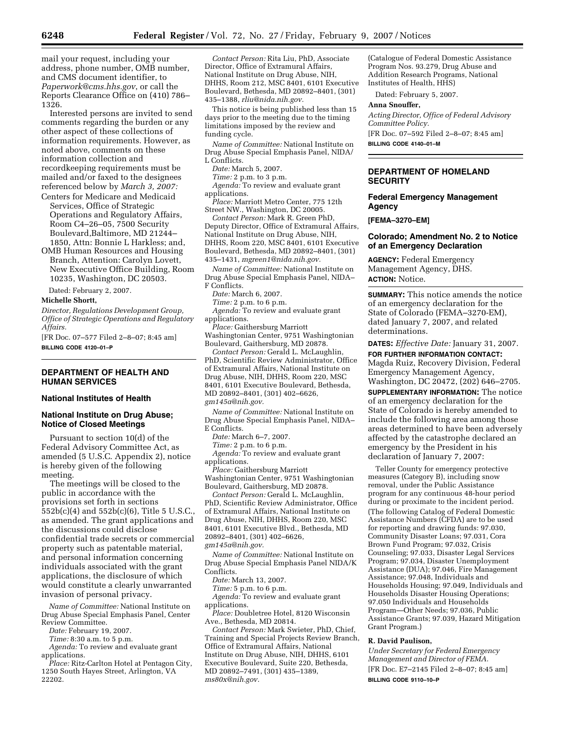mail your request, including your address, phone number, OMB number, and CMS document identifier, to *Paperwork@cms.hhs.gov*, or call the Reports Clearance Office on (410) 786–1326.

Interested persons are invited to send comments regarding the burden or any other aspect of these collections of information requirements. However, as noted above, comments on these information collection and recordkeeping requirements must be mailed and/or faxed to the designees referenced below by *March 3, 2007:*

Centers for Medicare and Medicaid Services, Office of Strategic Operations and Regulatory Affairs, Room C4–26–05, 7500 Security Boulevard,Baltimore, MD 21244–1850, Attn: Bonnie L Harkless; and,

OMB Human Resources and Housing Branch, Attention: Carolyn Lovett, New Executive Office Building, Room 10235, Washington, DC 20503.

Dated: February 2, 2007.

**Michelle Shortt,**

*Director, Regulations Development Group, Office of Strategic Operations and Regulatory Affairs.*

[FR Doc. 07–577 Filed 2–8–07; 8:45 am]

**BILLING CODE 4120–01–P**

## DEPARTMENT OF HEALTH AND HUMAN SERVICES

### National Institutes of Health

### National Institute on Drug Abuse; Notice of Closed Meetings

Pursuant to section 10(d) of the Federal Advisory Committee Act, as amended (5 U.S.C. Appendix 2), notice is hereby given of the following meeting.

The meetings will be closed to the public in accordance with the provisions set forth in sections 552b(c)(4) and 552b(c)(6), Title 5 U.S.C., as amended. The grant applications and the discussions could disclose confidential trade secrets or commercial property such as patentable material, and personal information concerning individuals associated with the grant applications, the disclosure of which would constitute a clearly unwarranted invasion of personal privacy.

*Name of Committee:* National Institute on Drug Abuse Special Emphasis Panel, Center Review Committee.

*Date:* February 19, 2007.

*Time:* 8:30 a.m. to 5 p.m.

*Agenda:* To review and evaluate grant applications.

*Place:* Ritz-Carlton Hotel at Pentagon City, 1250 South Hayes Street, Arlington, VA 22202.

*Contact Person:* Rita Liu, PhD, Associate Director, Office of Extramural Affairs, National Institute on Drug Abuse, NIH, DHHS, Room 212, MSC 8401, 6101 Executive Boulevard, Bethesda, MD 20892–8401, (301) 435–1388, *rliu@nida.nih.gov.*

This notice is being published less than 15 days prior to the meeting due to the timing limitations imposed by the review and funding cycle.

*Name of Committee:* National Institute on Drug Abuse Special Emphasis Panel, NIDA/L Conflicts.

*Date:* March 5, 2007.

*Time:* 2 p.m. to 3 p.m.

*Agenda:* To review and evaluate grant applications.

*Place:* Marriott Metro Center, 775 12th Street NW., Washington, DC 20005.

*Contact Person:* Mark R. Green PhD, Deputy Director, Office of Extramural Affairs, National Institute on Drug Abuse, NIH, DHHS, Room 220, MSC 8401, 6101 Executive Boulevard, Bethesda, MD 20892–8401, (301) 435–1431, *mgreen1@nida.nih.gov.*

*Name of Committee:* National Institute on Drug Abuse Special Emphasis Panel, NIDA–F Conflicts.

*Date:* March 6, 2007.

*Time:* 2 p.m. to 6 p.m.

*Agenda:* To review and evaluate grant applications.

*Place:* Gaithersburg Marriott Washingtonian Center, 9751 Washingtonian Boulevard, Gaithersburg, MD 20878.

*Contact Person:* Gerald L. McLaughlin, PhD, Scientific Review Administrator, Office of Extramural Affairs, National Institute on Drug Abuse, NIH, DHHS, Room 220, MSC 8401, 6101 Executive Boulevard, Bethesda, MD 20892–8401, (301) 402–6626, *gm145a@nih.gov.*

*Name of Committee:* National Institute on Drug Abuse Special Emphasis Panel, NIDA–E Conflicts.

*Date:* March 6–7, 2007.

*Time:* 2 p.m. to 6 p.m.

*Agenda:* To review and evaluate grant applications.

*Place:* Gaithersburg Marriott Washingtonian Center, 9751 Washingtonian Boulevard, Gaithersburg, MD 20878.

*Contact Person:* Gerald L. McLaughlin, PhD, Scientific Review Administrator, Office of Extramural Affairs, National Institute on Drug Abuse, NIH, DHHS, Room 220, MSC 8401, 6101 Executive Blvd., Bethesda, MD 20892–8401, (301) 402–6626, *gm145a@nih.gov.*

*Name of Committee:* National Institute on Drug Abuse Special Emphasis Panel NIDA/K Conflicts.

*Date:* March 13, 2007.

*Time:* 5 p.m. to 6 p.m.

*Agenda:* To review and evaluate grant applications.

*Place:* Doubletree Hotel, 8120 Wisconsin Ave., Bethesda, MD 20814.

*Contact Person:* Mark Swieter, PhD, Chief, Training and Special Projects Review Branch, Office of Extramural Affairs, National Institute on Drug Abuse, NIH, DHHS, 6101 Executive Boulevard, Suite 220, Bethesda, MD 20892–7491, (301) 435–1389, *ms80x@nih.gov.*

(Catalogue of Federal Domestic Assistance Program Nos. 93.279, Drug Abuse and Addition Research Programs, National Institutes of Health, HHS)

Dated: February 5, 2007.

**Anna Snouffer,**

*Acting Director, Office of Federal Advisory Committee Policy.*

[FR Doc. 07–592 Filed 2–8–07; 8:45 am]

**BILLING CODE 4140–01–M**

## DEPARTMENT OF HOMELAND SECURITY

### Federal Emergency Management Agency

**[FEMA–3270–EM]**

### Colorado; Amendment No. 2 to Notice of an Emergency Declaration

**AGENCY:** Federal Emergency Management Agency, DHS.

**ACTION:** Notice.

**SUMMARY:** This notice amends the notice of an emergency declaration for the State of Colorado (FEMA–3270–EM), dated January 7, 2007, and related determinations.

**DATES:** *Effective Date:* January 31, 2007.

**FOR FURTHER INFORMATION CONTACT:** Magda Ruiz, Recovery Division, Federal Emergency Management Agency, Washington, DC 20472, (202) 646–2705.

**SUPPLEMENTARY INFORMATION:** The notice of an emergency declaration for the State of Colorado is hereby amended to include the following area among those areas determined to have been adversely affected by the catastrophe declared an emergency by the President in his declaration of January 7, 2007:

Teller County for emergency protective measures (Category B), including snow removal, under the Public Assistance program for any continuous 48-hour period during or proximate to the incident period.

(The following Catalog of Federal Domestic Assistance Numbers (CFDA) are to be used for reporting and drawing funds: 97.030, Community Disaster Loans; 97.031, Cora Brown Fund Program; 97.032, Crisis Counseling; 97.033, Disaster Legal Services Program; 97.034, Disaster Unemployment Assistance (DUA); 97.046, Fire Management Assistance; 97.048, Individuals and Households Housing; 97.049, Individuals and Households Disaster Housing Operations; 97.050 Individuals and Households Program—Other Needs; 97.036, Public Assistance Grants; 97.039, Hazard Mitigation Grant Program.)

**R. David Paulison,**

*Under Secretary for Federal Emergency Management and Director of FEMA.*

[FR Doc. E7–2145 Filed 2–8–07; 8:45 am]

**BILLING CODE 9110–10–P**